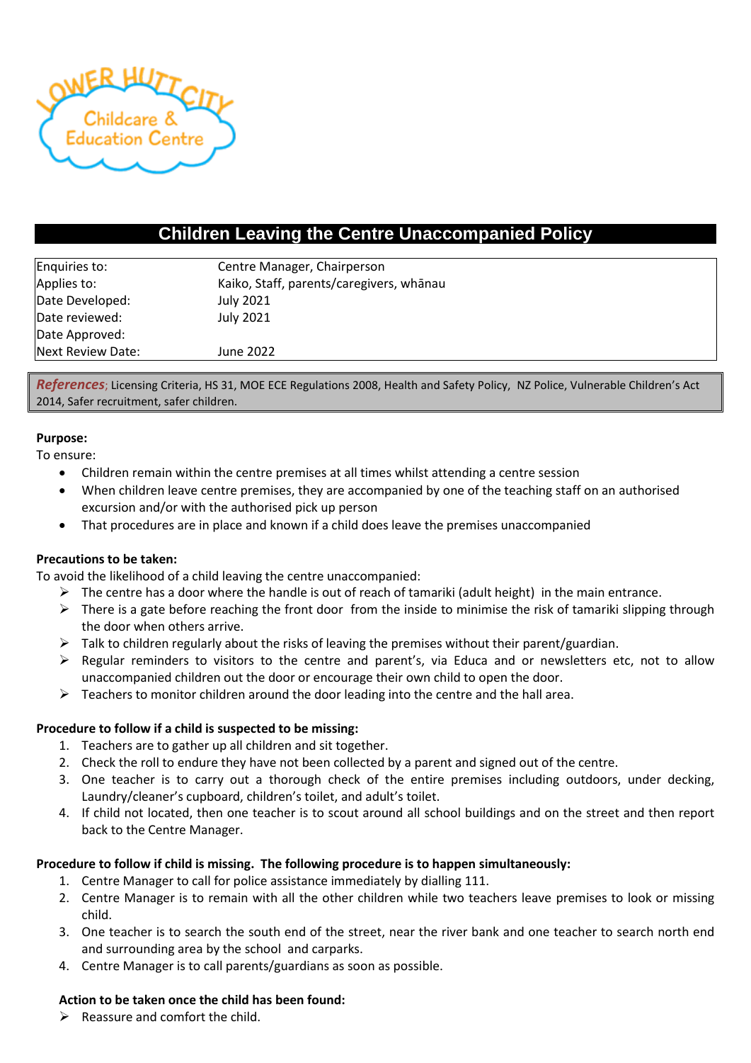Lower Hutt City Childcare & Education Centre

# Children Leaving the Centre Unaccompanied Policy

| | |
|---|---|
| Enquiries to: | Centre Manager, Chairperson |
| Applies to: | Kaiko, Staff, parents/caregivers, whānau |
| Date Developed: | July 2021 |
| Date reviewed: | July 2021 |
| Date Approved: | |
| Next Review Date: | June 2022 |

***References***; Licensing Criteria, HS 31, MOE ECE Regulations 2008, Health and Safety Policy, NZ Police, Vulnerable Children's Act 2014, Safer recruitment, safer children.

**Purpose:**

To ensure:

- Children remain within the centre premises at all times whilst attending a centre session
- When children leave centre premises, they are accompanied by one of the teaching staff on an authorised excursion and/or with the authorised pick up person
- That procedures are in place and known if a child does leave the premises unaccompanied

**Precautions to be taken:**

To avoid the likelihood of a child leaving the centre unaccompanied:

- The centre has a door where the handle is out of reach of tamariki (adult height) in the main entrance.
- There is a gate before reaching the front door from the inside to minimise the risk of tamariki slipping through the door when others arrive.
- Talk to children regularly about the risks of leaving the premises without their parent/guardian.
- Regular reminders to visitors to the centre and parent's, via Educa and or newsletters etc, not to allow unaccompanied children out the door or encourage their own child to open the door.
- Teachers to monitor children around the door leading into the centre and the hall area.

**Procedure to follow if a child is suspected to be missing:**

1. Teachers are to gather up all children and sit together.
2. Check the roll to endure they have not been collected by a parent and signed out of the centre.
3. One teacher is to carry out a thorough check of the entire premises including outdoors, under decking, Laundry/cleaner's cupboard, children's toilet, and adult's toilet.
4. If child not located, then one teacher is to scout around all school buildings and on the street and then report back to the Centre Manager.

**Procedure to follow if child is missing. The following procedure is to happen simultaneously:**

1. Centre Manager to call for police assistance immediately by dialling 111.
2. Centre Manager is to remain with all the other children while two teachers leave premises to look or missing child.
3. One teacher is to search the south end of the street, near the river bank and one teacher to search north end and surrounding area by the school and carparks.
4. Centre Manager is to call parents/guardians as soon as possible.

**Action to be taken once the child has been found:**

- Reassure and comfort the child.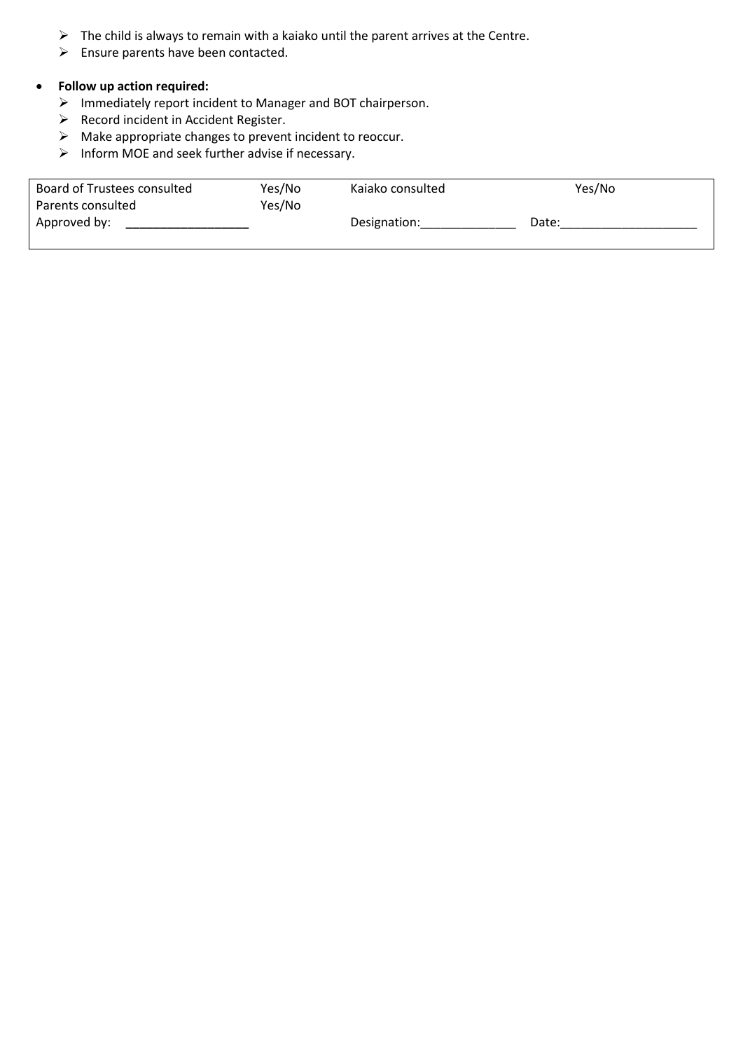- The child is always to remain with a kaiako until the parent arrives at the Centre.
- Ensure parents have been contacted.

- **Follow up action required:**
  - Immediately report incident to Manager and BOT chairperson.
  - Record incident in Accident Register.
  - Make appropriate changes to prevent incident to reoccur.
  - Inform MOE and seek further advise if necessary.

| | | | |
|---|---|---|---|
| Board of Trustees consulted | Yes/No | Kaiako consulted | Yes/No |
| Parents consulted | Yes/No | | |
| Approved by: ___________________ | | Designation:______________ | Date:____________________ |